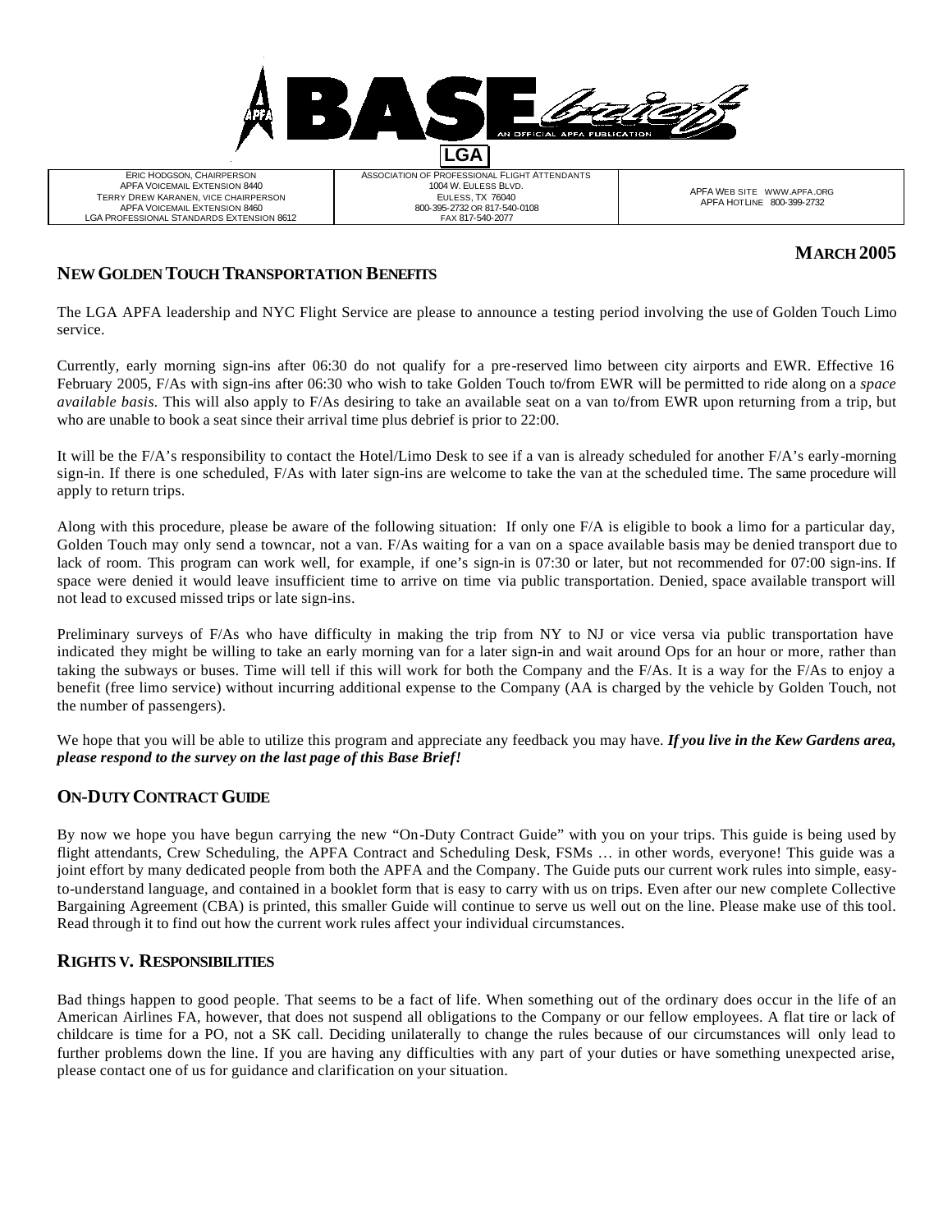# BASE brief

AN OFFICIAL APFA PUBLICATION

**LGA**

| ERIC HODGSON, CHAIRPERSON<br>APFA VOICEMAIL EXTENSION 8440<br>TERRY DREW KARANEN, VICE CHAIRPERSON<br>APFA VOICEMAIL EXTENSION 8460<br>LGA PROFESSIONAL STANDARDS EXTENSION 8612 | ASSOCIATION OF PROFESSIONAL FLIGHT ATTENDANTS<br>1004 W. EULESS BLVD.<br>EULESS, TX 76040<br>800-395-2732 OR 817-540-0108<br>FAX 817-540-2077 | APFA WEB SITE WWW.APFA.ORG<br>APFA HOTLINE 800-399-2732 |
|---|---|---|

**MARCH 2005**

## NEW GOLDEN TOUCH TRANSPORTATION BENEFITS

The LGA APFA leadership and NYC Flight Service are please to announce a testing period involving the use of Golden Touch Limo service.

Currently, early morning sign-ins after 06:30 do not qualify for a pre-reserved limo between city airports and EWR. Effective 16 February 2005, F/As with sign-ins after 06:30 who wish to take Golden Touch to/from EWR will be permitted to ride along on a *space available basis.* This will also apply to F/As desiring to take an available seat on a van to/from EWR upon returning from a trip, but who are unable to book a seat since their arrival time plus debrief is prior to 22:00.

It will be the F/A's responsibility to contact the Hotel/Limo Desk to see if a van is already scheduled for another F/A's early-morning sign-in. If there is one scheduled, F/As with later sign-ins are welcome to take the van at the scheduled time. The same procedure will apply to return trips.

Along with this procedure, please be aware of the following situation: If only one F/A is eligible to book a limo for a particular day, Golden Touch may only send a towncar, not a van. F/As waiting for a van on a space available basis may be denied transport due to lack of room. This program can work well, for example, if one's sign-in is 07:30 or later, but not recommended for 07:00 sign-ins. If space were denied it would leave insufficient time to arrive on time via public transportation. Denied, space available transport will not lead to excused missed trips or late sign-ins.

Preliminary surveys of F/As who have difficulty in making the trip from NY to NJ or vice versa via public transportation have indicated they might be willing to take an early morning van for a later sign-in and wait around Ops for an hour or more, rather than taking the subways or buses. Time will tell if this will work for both the Company and the F/As. It is a way for the F/As to enjoy a benefit (free limo service) without incurring additional expense to the Company (AA is charged by the vehicle by Golden Touch, not the number of passengers).

We hope that you will be able to utilize this program and appreciate any feedback you may have. ***If you live in the Kew Gardens area, please respond to the survey on the last page of this Base Brief!***

## ON-DUTY CONTRACT GUIDE

By now we hope you have begun carrying the new "On-Duty Contract Guide" with you on your trips. This guide is being used by flight attendants, Crew Scheduling, the APFA Contract and Scheduling Desk, FSMs … in other words, everyone! This guide was a joint effort by many dedicated people from both the APFA and the Company. The Guide puts our current work rules into simple, easy-to-understand language, and contained in a booklet form that is easy to carry with us on trips. Even after our new complete Collective Bargaining Agreement (CBA) is printed, this smaller Guide will continue to serve us well out on the line. Please make use of this tool. Read through it to find out how the current work rules affect your individual circumstances.

## RIGHTS V. RESPONSIBILITIES

Bad things happen to good people. That seems to be a fact of life. When something out of the ordinary does occur in the life of an American Airlines FA, however, that does not suspend all obligations to the Company or our fellow employees. A flat tire or lack of childcare is time for a PO, not a SK call. Deciding unilaterally to change the rules because of our circumstances will only lead to further problems down the line. If you are having any difficulties with any part of your duties or have something unexpected arise, please contact one of us for guidance and clarification on your situation.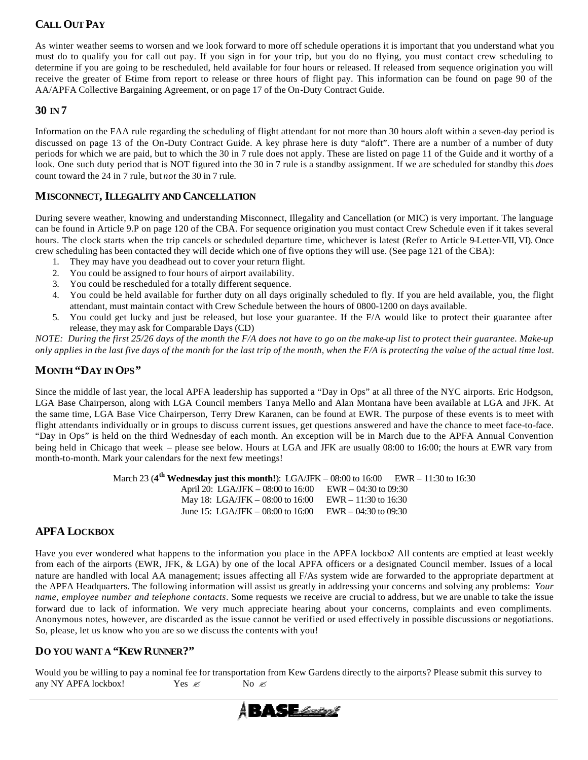## CALL OUT PAY

As winter weather seems to worsen and we look forward to more off schedule operations it is important that you understand what you must do to qualify you for call out pay. If you sign in for your trip, but you do no flying, you must contact crew scheduling to determine if you are going to be rescheduled, held available for four hours or released. If released from sequence origination you will receive the greater of E-time from report to release or three hours of flight pay. This information can be found on page 90 of the AA/APFA Collective Bargaining Agreement, or on page 17 of the On-Duty Contract Guide.

## 30 IN 7

Information on the FAA rule regarding the scheduling of flight attendant for not more than 30 hours aloft within a seven-day period is discussed on page 13 of the On-Duty Contract Guide. A key phrase here is duty "aloft". There are a number of a number of duty periods for which we are paid, but to which the 30 in 7 rule does not apply. These are listed on page 11 of the Guide and it worthy of a look. One such duty period that is NOT figured into the 30 in 7 rule is a standby assignment. If we are scheduled for standby this *does* count toward the 24 in 7 rule, but *not* the 30 in 7 rule.

## MISCONNECT, ILLEGALITY AND CANCELLATION

During severe weather, knowing and understanding Misconnect, Illegality and Cancellation (or MIC) is very important. The language can be found in Article 9.P on page 120 of the CBA. For sequence origination you must contact Crew Schedule even if it takes several hours. The clock starts when the trip cancels or scheduled departure time, whichever is latest (Refer to Article 9-Letter-VII, VI). Once crew scheduling has been contacted they will decide which one of five options they will use. (See page 121 of the CBA):

1. They may have you deadhead out to cover your return flight.
2. You could be assigned to four hours of airport availability.
3. You could be rescheduled for a totally different sequence.
4. You could be held available for further duty on all days originally scheduled to fly. If you are held available, you, the flight attendant, must maintain contact with Crew Schedule between the hours of 0800-1200 on days available.
5. You could get lucky and just be released, but lose your guarantee. If the F/A would like to protect their guarantee after release, they may ask for Comparable Days (CD)

*NOTE: During the first 25/26 days of the month the F/A does not have to go on the make-up list to protect their guarantee. Make-up only applies in the last five days of the month for the last trip of the month, when the F/A is protecting the value of the actual time lost.*

## MONTH "DAY IN OPS"

Since the middle of last year, the local APFA leadership has supported a "Day in Ops" at all three of the NYC airports. Eric Hodgson, LGA Base Chairperson, along with LGA Council members Tanya Mello and Alan Montana have been available at LGA and JFK. At the same time, LGA Base Vice Chairperson, Terry Drew Karanen, can be found at EWR. The purpose of these events is to meet with flight attendants individually or in groups to discuss current issues, get questions answered and have the chance to meet face-to-face. "Day in Ops" is held on the third Wednesday of each month. An exception will be in March due to the APFA Annual Convention being held in Chicago that week – please see below. Hours at LGA and JFK are usually 08:00 to 16:00; the hours at EWR vary from month-to-month. Mark your calendars for the next few meetings!

March 23 (**4th Wednesday just this month!**): LGA/JFK – 08:00 to 16:00 EWR – 11:30 to 16:30
April 20: LGA/JFK – 08:00 to 16:00 EWR – 04:30 to 09:30
May 18: LGA/JFK – 08:00 to 16:00 EWR – 11:30 to 16:30
June 15: LGA/JFK – 08:00 to 16:00 EWR – 04:30 to 09:30

## APFA LOCKBOX

Have you ever wondered what happens to the information you place in the APFA lockbox? All contents are emptied at least weekly from each of the airports (EWR, JFK, & LGA) by one of the local APFA officers or a designated Council member. Issues of a local nature are handled with local AA management; issues affecting all F/As system wide are forwarded to the appropriate department at the APFA Headquarters. The following information will assist us greatly in addressing your concerns and solving any problems: *Your name, employee number and telephone contacts*. Some requests we receive are crucial to address, but we are unable to take the issue forward due to lack of information. We very much appreciate hearing about your concerns, complaints and even compliments. Anonymous notes, however, are discarded as the issue cannot be verified or used effectively in possible discussions or negotiations. So, please, let us know who you are so we discuss the contents with you!

## DO YOU WANT A "KEW RUNNER?"

Would you be willing to pay a nominal fee for transportation from Kew Gardens directly to the airports? Please submit this survey to any NY APFA lockbox! Yes ✍ No ✍